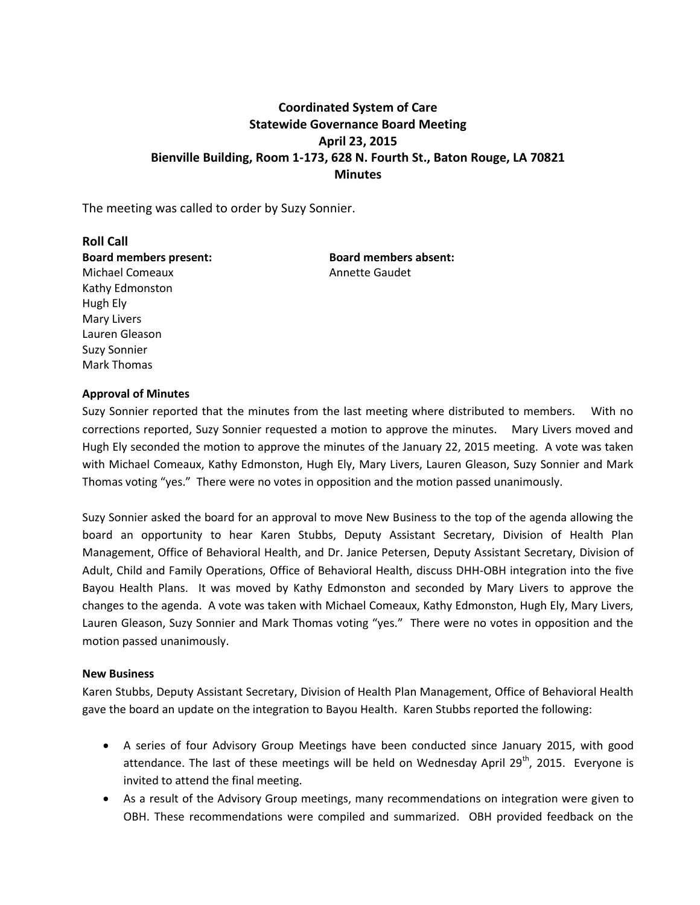**Coordinated System of Care**
**Statewide Governance Board Meeting**
**April 23, 2015**
**Bienville Building, Room 1-173, 628 N. Fourth St., Baton Rouge, LA 70821**
**Minutes**

The meeting was called to order by Suzy Sonnier.

## Roll Call

**Board members present:**
Michael Comeaux
Kathy Edmonston
Hugh Ely
Mary Livers
Lauren Gleason
Suzy Sonnier
Mark Thomas

**Board members absent:**
Annette Gaudet

### Approval of Minutes

Suzy Sonnier reported that the minutes from the last meeting where distributed to members. With no corrections reported, Suzy Sonnier requested a motion to approve the minutes. Mary Livers moved and Hugh Ely seconded the motion to approve the minutes of the January 22, 2015 meeting. A vote was taken with Michael Comeaux, Kathy Edmonston, Hugh Ely, Mary Livers, Lauren Gleason, Suzy Sonnier and Mark Thomas voting "yes." There were no votes in opposition and the motion passed unanimously.

Suzy Sonnier asked the board for an approval to move New Business to the top of the agenda allowing the board an opportunity to hear Karen Stubbs, Deputy Assistant Secretary, Division of Health Plan Management, Office of Behavioral Health, and Dr. Janice Petersen, Deputy Assistant Secretary, Division of Adult, Child and Family Operations, Office of Behavioral Health, discuss DHH-OBH integration into the five Bayou Health Plans. It was moved by Kathy Edmonston and seconded by Mary Livers to approve the changes to the agenda. A vote was taken with Michael Comeaux, Kathy Edmonston, Hugh Ely, Mary Livers, Lauren Gleason, Suzy Sonnier and Mark Thomas voting "yes." There were no votes in opposition and the motion passed unanimously.

### New Business

Karen Stubbs, Deputy Assistant Secretary, Division of Health Plan Management, Office of Behavioral Health gave the board an update on the integration to Bayou Health. Karen Stubbs reported the following:

- A series of four Advisory Group Meetings have been conducted since January 2015, with good attendance. The last of these meetings will be held on Wednesday April 29th, 2015. Everyone is invited to attend the final meeting.
- As a result of the Advisory Group meetings, many recommendations on integration were given to OBH. These recommendations were compiled and summarized. OBH provided feedback on the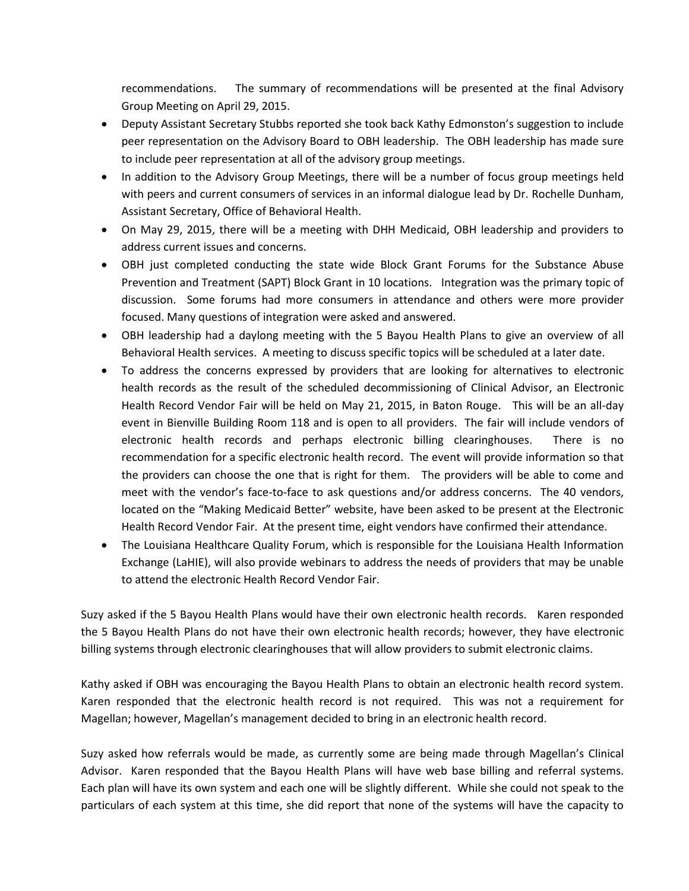recommendations. The summary of recommendations will be presented at the final Advisory Group Meeting on April 29, 2015.

- Deputy Assistant Secretary Stubbs reported she took back Kathy Edmonston's suggestion to include peer representation on the Advisory Board to OBH leadership. The OBH leadership has made sure to include peer representation at all of the advisory group meetings.
- In addition to the Advisory Group Meetings, there will be a number of focus group meetings held with peers and current consumers of services in an informal dialogue lead by Dr. Rochelle Dunham, Assistant Secretary, Office of Behavioral Health.
- On May 29, 2015, there will be a meeting with DHH Medicaid, OBH leadership and providers to address current issues and concerns.
- OBH just completed conducting the state wide Block Grant Forums for the Substance Abuse Prevention and Treatment (SAPT) Block Grant in 10 locations. Integration was the primary topic of discussion. Some forums had more consumers in attendance and others were more provider focused. Many questions of integration were asked and answered.
- OBH leadership had a daylong meeting with the 5 Bayou Health Plans to give an overview of all Behavioral Health services. A meeting to discuss specific topics will be scheduled at a later date.
- To address the concerns expressed by providers that are looking for alternatives to electronic health records as the result of the scheduled decommissioning of Clinical Advisor, an Electronic Health Record Vendor Fair will be held on May 21, 2015, in Baton Rouge. This will be an all-day event in Bienville Building Room 118 and is open to all providers. The fair will include vendors of electronic health records and perhaps electronic billing clearinghouses. There is no recommendation for a specific electronic health record. The event will provide information so that the providers can choose the one that is right for them. The providers will be able to come and meet with the vendor's face-to-face to ask questions and/or address concerns. The 40 vendors, located on the "Making Medicaid Better" website, have been asked to be present at the Electronic Health Record Vendor Fair. At the present time, eight vendors have confirmed their attendance.
- The Louisiana Healthcare Quality Forum, which is responsible for the Louisiana Health Information Exchange (LaHIE), will also provide webinars to address the needs of providers that may be unable to attend the electronic Health Record Vendor Fair.

Suzy asked if the 5 Bayou Health Plans would have their own electronic health records. Karen responded the 5 Bayou Health Plans do not have their own electronic health records; however, they have electronic billing systems through electronic clearinghouses that will allow providers to submit electronic claims.

Kathy asked if OBH was encouraging the Bayou Health Plans to obtain an electronic health record system. Karen responded that the electronic health record is not required. This was not a requirement for Magellan; however, Magellan's management decided to bring in an electronic health record.

Suzy asked how referrals would be made, as currently some are being made through Magellan's Clinical Advisor. Karen responded that the Bayou Health Plans will have web base billing and referral systems. Each plan will have its own system and each one will be slightly different. While she could not speak to the particulars of each system at this time, she did report that none of the systems will have the capacity to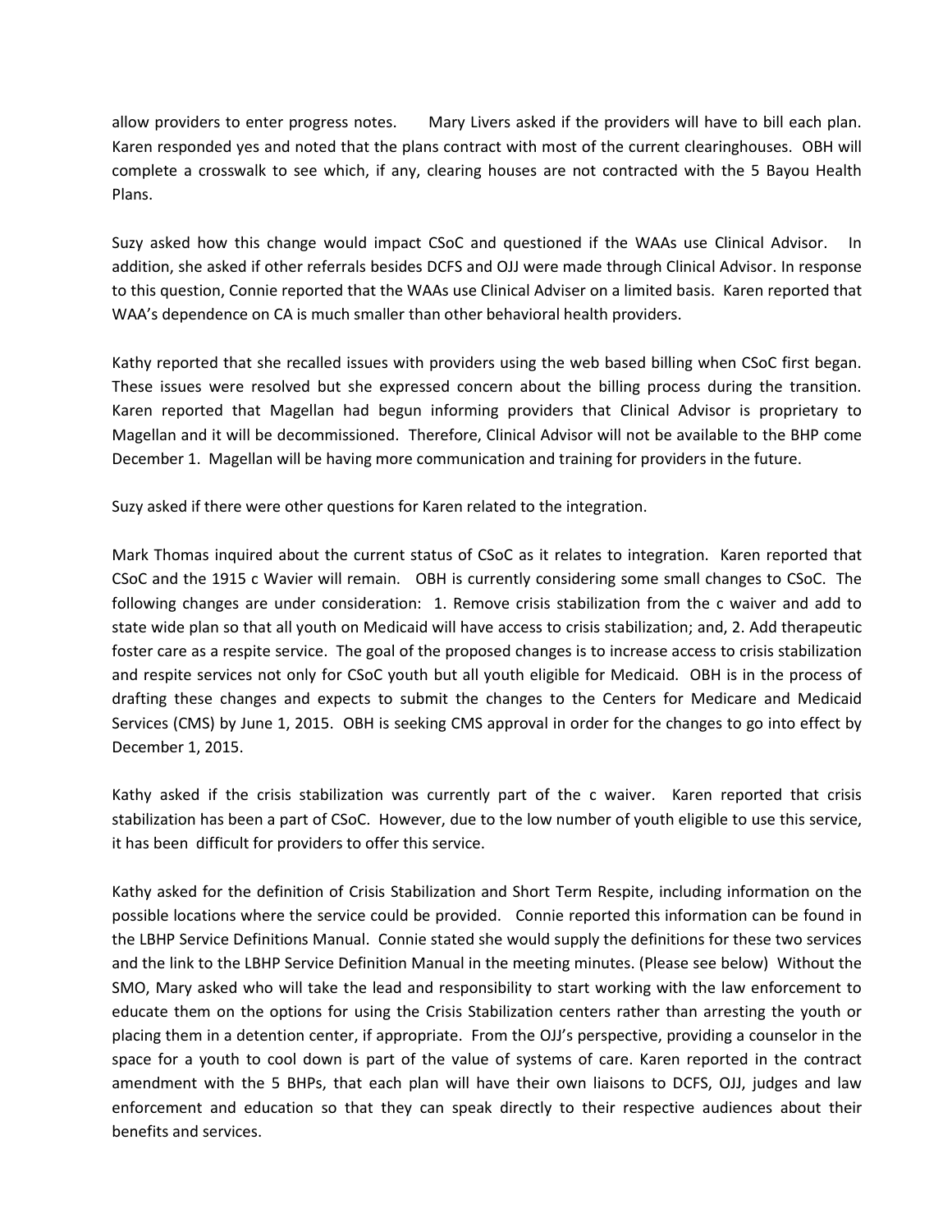allow providers to enter progress notes. Mary Livers asked if the providers will have to bill each plan. Karen responded yes and noted that the plans contract with most of the current clearinghouses. OBH will complete a crosswalk to see which, if any, clearing houses are not contracted with the 5 Bayou Health Plans.

Suzy asked how this change would impact CSoC and questioned if the WAAs use Clinical Advisor. In addition, she asked if other referrals besides DCFS and OJJ were made through Clinical Advisor. In response to this question, Connie reported that the WAAs use Clinical Adviser on a limited basis. Karen reported that WAA's dependence on CA is much smaller than other behavioral health providers.

Kathy reported that she recalled issues with providers using the web based billing when CSoC first began. These issues were resolved but she expressed concern about the billing process during the transition. Karen reported that Magellan had begun informing providers that Clinical Advisor is proprietary to Magellan and it will be decommissioned. Therefore, Clinical Advisor will not be available to the BHP come December 1. Magellan will be having more communication and training for providers in the future.

Suzy asked if there were other questions for Karen related to the integration.

Mark Thomas inquired about the current status of CSoC as it relates to integration. Karen reported that CSoC and the 1915 c Wavier will remain. OBH is currently considering some small changes to CSoC. The following changes are under consideration: 1. Remove crisis stabilization from the c waiver and add to state wide plan so that all youth on Medicaid will have access to crisis stabilization; and, 2. Add therapeutic foster care as a respite service. The goal of the proposed changes is to increase access to crisis stabilization and respite services not only for CSoC youth but all youth eligible for Medicaid. OBH is in the process of drafting these changes and expects to submit the changes to the Centers for Medicare and Medicaid Services (CMS) by June 1, 2015. OBH is seeking CMS approval in order for the changes to go into effect by December 1, 2015.

Kathy asked if the crisis stabilization was currently part of the c waiver. Karen reported that crisis stabilization has been a part of CSoC. However, due to the low number of youth eligible to use this service, it has been difficult for providers to offer this service.

Kathy asked for the definition of Crisis Stabilization and Short Term Respite, including information on the possible locations where the service could be provided. Connie reported this information can be found in the LBHP Service Definitions Manual. Connie stated she would supply the definitions for these two services and the link to the LBHP Service Definition Manual in the meeting minutes. (Please see below) Without the SMO, Mary asked who will take the lead and responsibility to start working with the law enforcement to educate them on the options for using the Crisis Stabilization centers rather than arresting the youth or placing them in a detention center, if appropriate. From the OJJ's perspective, providing a counselor in the space for a youth to cool down is part of the value of systems of care. Karen reported in the contract amendment with the 5 BHPs, that each plan will have their own liaisons to DCFS, OJJ, judges and law enforcement and education so that they can speak directly to their respective audiences about their benefits and services.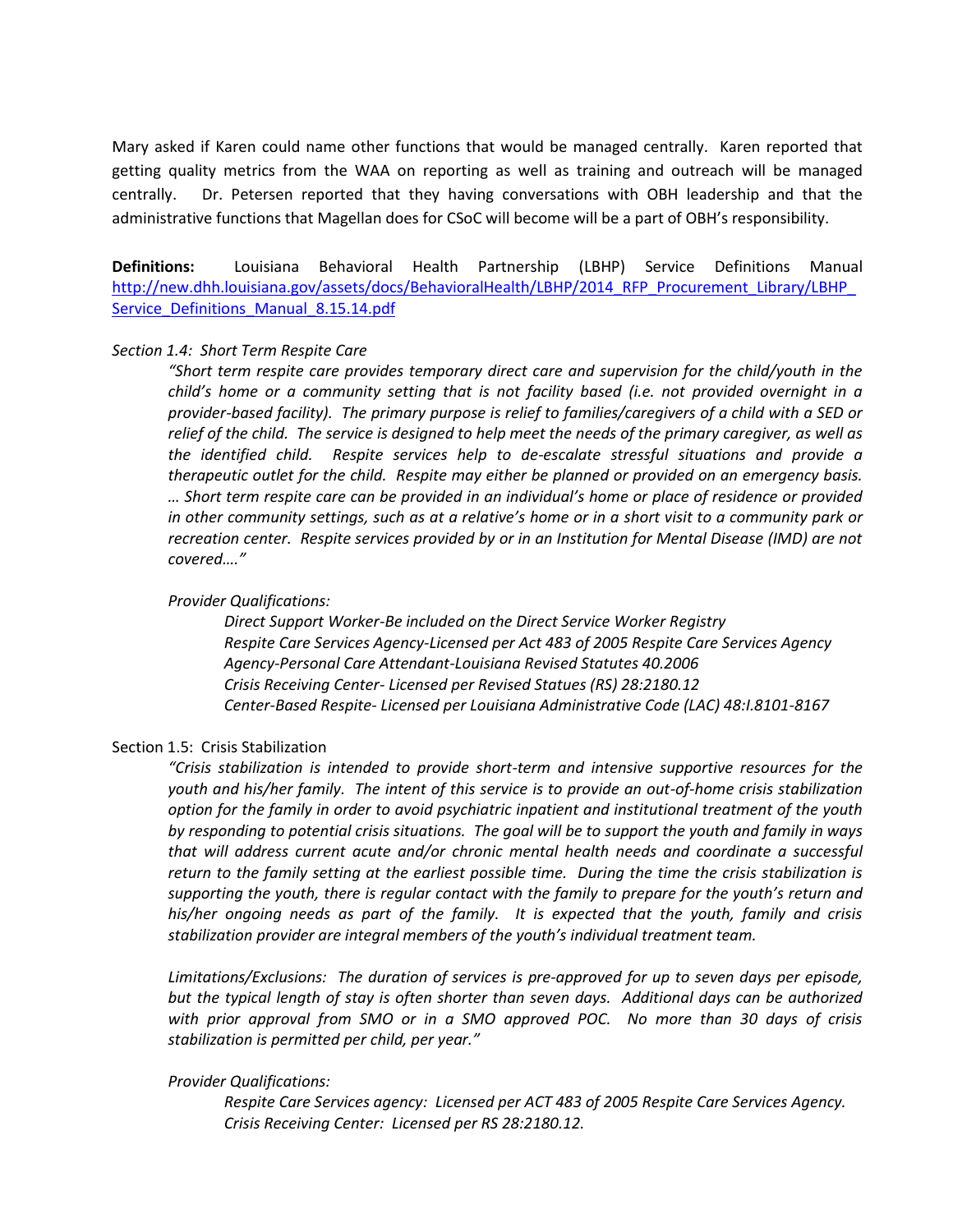Mary asked if Karen could name other functions that would be managed centrally. Karen reported that getting quality metrics from the WAA on reporting as well as training and outreach will be managed centrally. Dr. Petersen reported that they having conversations with OBH leadership and that the administrative functions that Magellan does for CSoC will become will be a part of OBH's responsibility.

**Definitions:** Louisiana Behavioral Health Partnership (LBHP) Service Definitions Manual [http://new.dhh.louisiana.gov/assets/docs/BehavioralHealth/LBHP/2014_RFP_Procurement_Library/LBHP_Service_Definitions_Manual_8.15.14.pdf](http://new.dhh.louisiana.gov/assets/docs/BehavioralHealth/LBHP/2014_RFP_Procurement_Library/LBHP_Service_Definitions_Manual_8.15.14.pdf)

*Section 1.4: Short Term Respite Care*

> *"Short term respite care provides temporary direct care and supervision for the child/youth in the child's home or a community setting that is not facility based (i.e. not provided overnight in a provider-based facility). The primary purpose is relief to families/caregivers of a child with a SED or relief of the child. The service is designed to help meet the needs of the primary caregiver, as well as the identified child. Respite services help to de-escalate stressful situations and provide a therapeutic outlet for the child. Respite may either be planned or provided on an emergency basis. … Short term respite care can be provided in an individual's home or place of residence or provided in other community settings, such as at a relative's home or in a short visit to a community park or recreation center. Respite services provided by or in an Institution for Mental Disease (IMD) are not covered…."*
>
> *Provider Qualifications:*
>
> *Direct Support Worker-Be included on the Direct Service Worker Registry*
> *Respite Care Services Agency-Licensed per Act 483 of 2005 Respite Care Services Agency*
> *Agency-Personal Care Attendant-Louisiana Revised Statutes 40.2006*
> *Crisis Receiving Center- Licensed per Revised Statues (RS) 28:2180.12*
> *Center-Based Respite- Licensed per Louisiana Administrative Code (LAC) 48:I.8101-8167*

Section 1.5: Crisis Stabilization

> *"Crisis stabilization is intended to provide short-term and intensive supportive resources for the youth and his/her family. The intent of this service is to provide an out-of-home crisis stabilization option for the family in order to avoid psychiatric inpatient and institutional treatment of the youth by responding to potential crisis situations. The goal will be to support the youth and family in ways that will address current acute and/or chronic mental health needs and coordinate a successful return to the family setting at the earliest possible time. During the time the crisis stabilization is supporting the youth, there is regular contact with the family to prepare for the youth's return and his/her ongoing needs as part of the family. It is expected that the youth, family and crisis stabilization provider are integral members of the youth's individual treatment team.*
>
> *Limitations/Exclusions: The duration of services is pre-approved for up to seven days per episode, but the typical length of stay is often shorter than seven days. Additional days can be authorized with prior approval from SMO or in a SMO approved POC. No more than 30 days of crisis stabilization is permitted per child, per year."*
>
> *Provider Qualifications:*
>
> *Respite Care Services agency: Licensed per ACT 483 of 2005 Respite Care Services Agency.*
> *Crisis Receiving Center: Licensed per RS 28:2180.12.*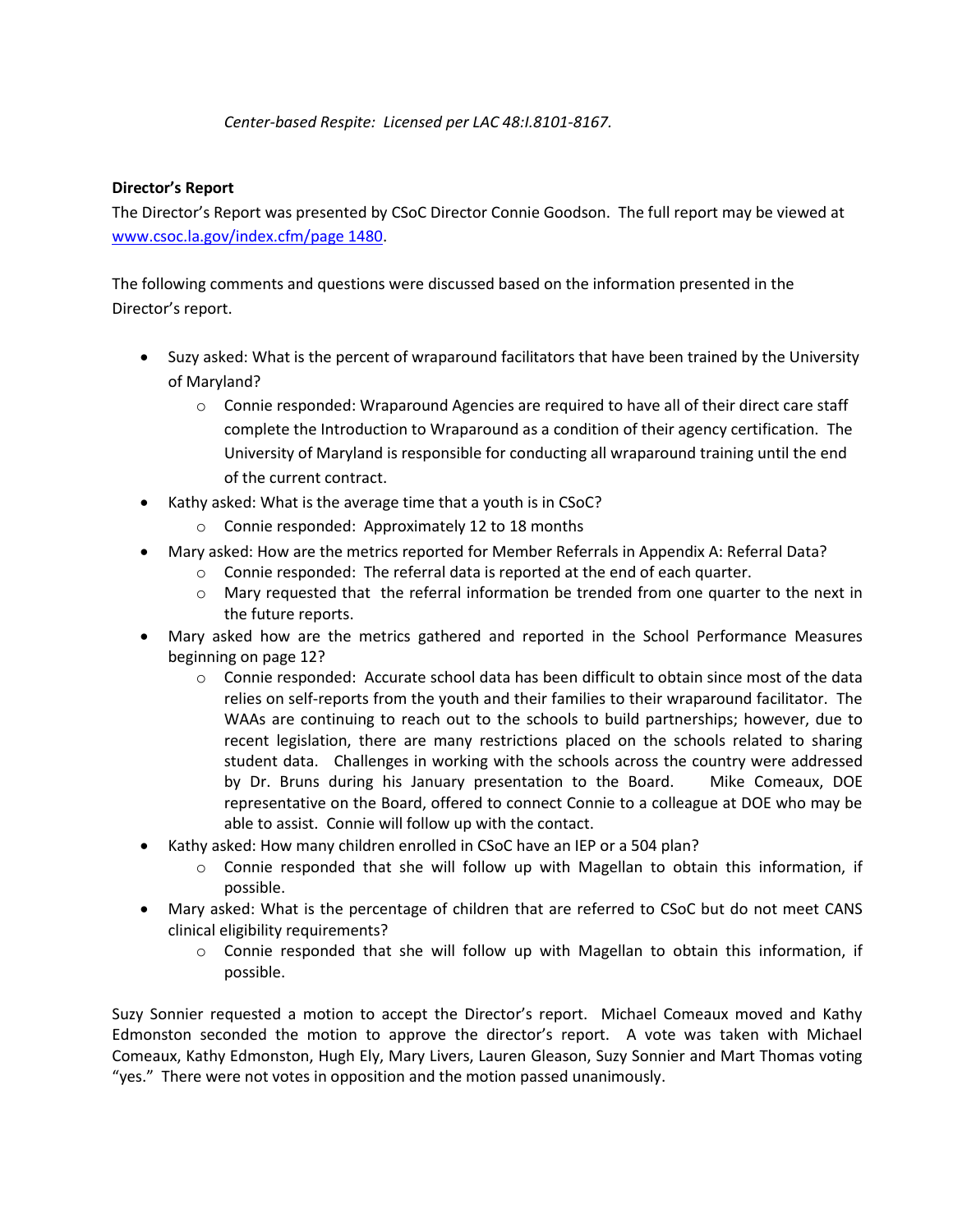*Center-based Respite: Licensed per LAC 48:I.8101-8167.*

**Director's Report**

The Director's Report was presented by CSoC Director Connie Goodson. The full report may be viewed at [www.csoc.la.gov/index.cfm/page 1480](www.csoc.la.gov/index.cfm/page 1480).

The following comments and questions were discussed based on the information presented in the Director's report.

- Suzy asked: What is the percent of wraparound facilitators that have been trained by the University of Maryland?
  - Connie responded: Wraparound Agencies are required to have all of their direct care staff complete the Introduction to Wraparound as a condition of their agency certification. The University of Maryland is responsible for conducting all wraparound training until the end of the current contract.
- Kathy asked: What is the average time that a youth is in CSoC?
  - Connie responded: Approximately 12 to 18 months
- Mary asked: How are the metrics reported for Member Referrals in Appendix A: Referral Data?
  - Connie responded: The referral data is reported at the end of each quarter.
  - Mary requested that the referral information be trended from one quarter to the next in the future reports.
- Mary asked how are the metrics gathered and reported in the School Performance Measures beginning on page 12?
  - Connie responded: Accurate school data has been difficult to obtain since most of the data relies on self-reports from the youth and their families to their wraparound facilitator. The WAAs are continuing to reach out to the schools to build partnerships; however, due to recent legislation, there are many restrictions placed on the schools related to sharing student data. Challenges in working with the schools across the country were addressed by Dr. Bruns during his January presentation to the Board. Mike Comeaux, DOE representative on the Board, offered to connect Connie to a colleague at DOE who may be able to assist. Connie will follow up with the contact.
- Kathy asked: How many children enrolled in CSoC have an IEP or a 504 plan?
  - Connie responded that she will follow up with Magellan to obtain this information, if possible.
- Mary asked: What is the percentage of children that are referred to CSoC but do not meet CANS clinical eligibility requirements?
  - Connie responded that she will follow up with Magellan to obtain this information, if possible.

Suzy Sonnier requested a motion to accept the Director's report. Michael Comeaux moved and Kathy Edmonston seconded the motion to approve the director's report. A vote was taken with Michael Comeaux, Kathy Edmonston, Hugh Ely, Mary Livers, Lauren Gleason, Suzy Sonnier and Mart Thomas voting "yes." There were not votes in opposition and the motion passed unanimously.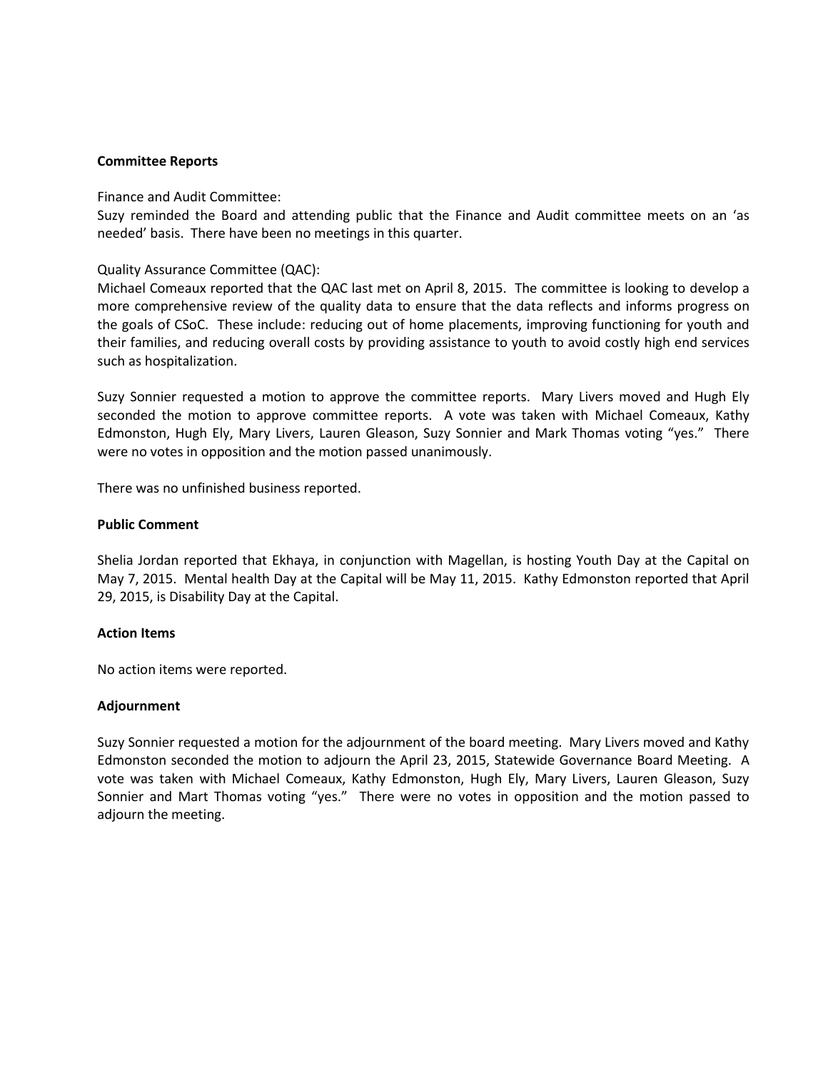**Committee Reports**

Finance and Audit Committee:
Suzy reminded the Board and attending public that the Finance and Audit committee meets on an 'as needed' basis. There have been no meetings in this quarter.

Quality Assurance Committee (QAC):
Michael Comeaux reported that the QAC last met on April 8, 2015. The committee is looking to develop a more comprehensive review of the quality data to ensure that the data reflects and informs progress on the goals of CSoC. These include: reducing out of home placements, improving functioning for youth and their families, and reducing overall costs by providing assistance to youth to avoid costly high end services such as hospitalization.

Suzy Sonnier requested a motion to approve the committee reports. Mary Livers moved and Hugh Ely seconded the motion to approve committee reports. A vote was taken with Michael Comeaux, Kathy Edmonston, Hugh Ely, Mary Livers, Lauren Gleason, Suzy Sonnier and Mark Thomas voting "yes." There were no votes in opposition and the motion passed unanimously.

There was no unfinished business reported.

**Public Comment**

Shelia Jordan reported that Ekhaya, in conjunction with Magellan, is hosting Youth Day at the Capital on May 7, 2015. Mental health Day at the Capital will be May 11, 2015. Kathy Edmonston reported that April 29, 2015, is Disability Day at the Capital.

**Action Items**

No action items were reported.

**Adjournment**

Suzy Sonnier requested a motion for the adjournment of the board meeting. Mary Livers moved and Kathy Edmonston seconded the motion to adjourn the April 23, 2015, Statewide Governance Board Meeting. A vote was taken with Michael Comeaux, Kathy Edmonston, Hugh Ely, Mary Livers, Lauren Gleason, Suzy Sonnier and Mart Thomas voting "yes." There were no votes in opposition and the motion passed to adjourn the meeting.